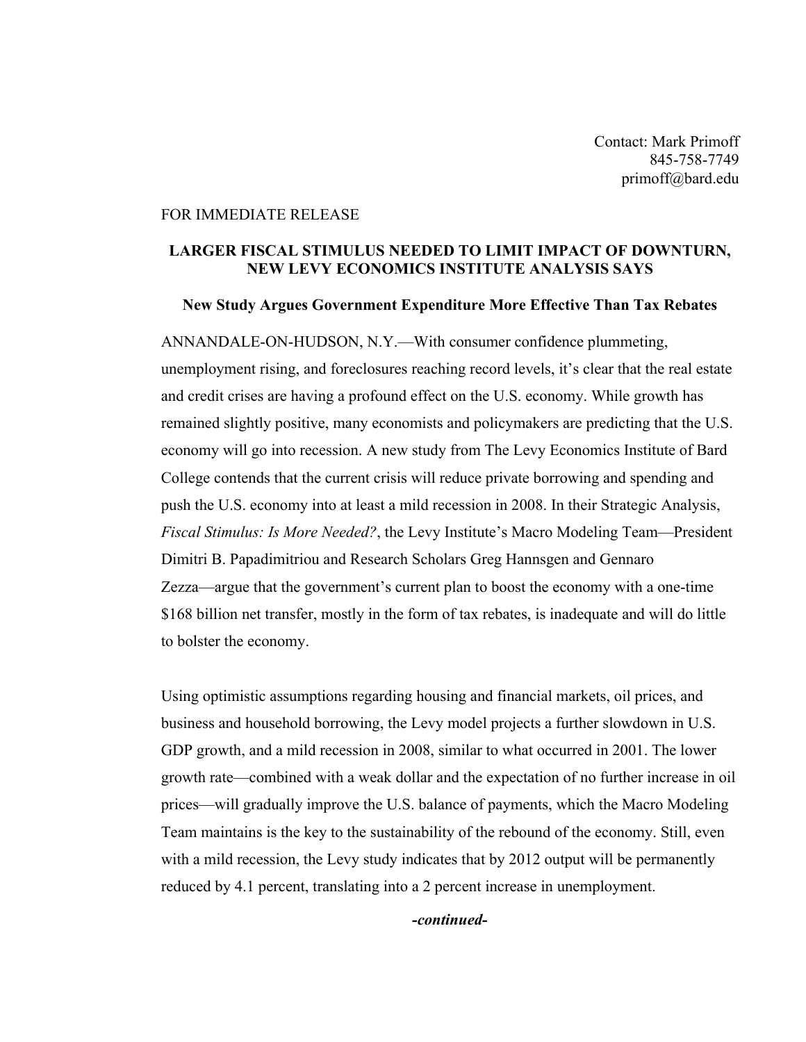Contact: Mark Primoff
845-758-7749
primoff@bard.edu

FOR IMMEDIATE RELEASE

**LARGER FISCAL STIMULUS NEEDED TO LIMIT IMPACT OF DOWNTURN, NEW LEVY ECONOMICS INSTITUTE ANALYSIS SAYS**

**New Study Argues Government Expenditure More Effective Than Tax Rebates**

ANNANDALE-ON-HUDSON, N.Y.—With consumer confidence plummeting, unemployment rising, and foreclosures reaching record levels, it's clear that the real estate and credit crises are having a profound effect on the U.S. economy. While growth has remained slightly positive, many economists and policymakers are predicting that the U.S. economy will go into recession. A new study from The Levy Economics Institute of Bard College contends that the current crisis will reduce private borrowing and spending and push the U.S. economy into at least a mild recession in 2008. In their Strategic Analysis, *Fiscal Stimulus: Is More Needed?*, the Levy Institute's Macro Modeling Team—President Dimitri B. Papadimitriou and Research Scholars Greg Hannsgen and Gennaro Zezza—argue that the government's current plan to boost the economy with a one-time $168 billion net transfer, mostly in the form of tax rebates, is inadequate and will do little to bolster the economy.

Using optimistic assumptions regarding housing and financial markets, oil prices, and business and household borrowing, the Levy model projects a further slowdown in U.S. GDP growth, and a mild recession in 2008, similar to what occurred in 2001. The lower growth rate—combined with a weak dollar and the expectation of no further increase in oil prices—will gradually improve the U.S. balance of payments, which the Macro Modeling Team maintains is the key to the sustainability of the rebound of the economy. Still, even with a mild recession, the Levy study indicates that by 2012 output will be permanently reduced by 4.1 percent, translating into a 2 percent increase in unemployment.

***-continued-***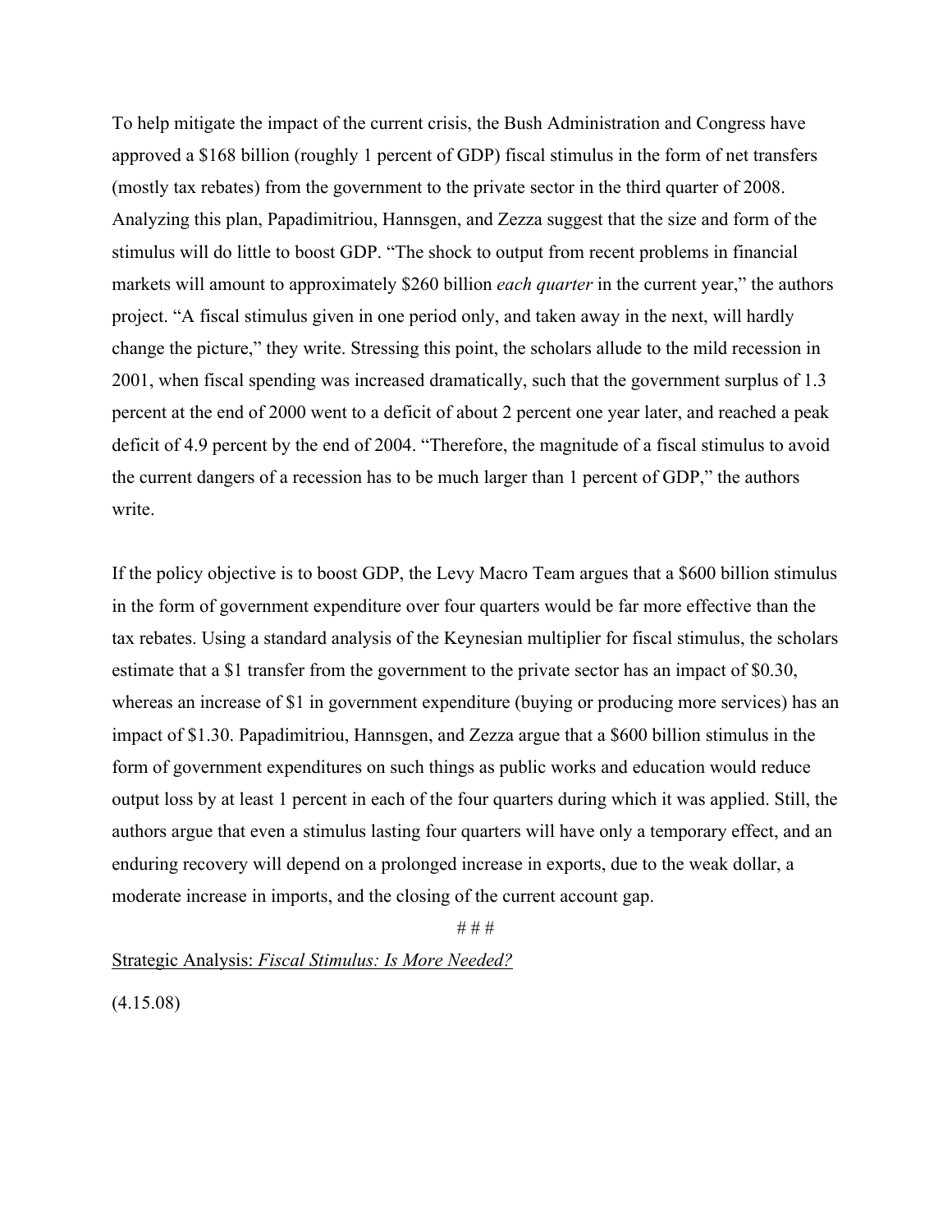To help mitigate the impact of the current crisis, the Bush Administration and Congress have approved a $168 billion (roughly 1 percent of GDP) fiscal stimulus in the form of net transfers (mostly tax rebates) from the government to the private sector in the third quarter of 2008. Analyzing this plan, Papadimitriou, Hannsgen, and Zezza suggest that the size and form of the stimulus will do little to boost GDP. "The shock to output from recent problems in financial markets will amount to approximately $260 billion *each quarter* in the current year," the authors project. "A fiscal stimulus given in one period only, and taken away in the next, will hardly change the picture," they write. Stressing this point, the scholars allude to the mild recession in 2001, when fiscal spending was increased dramatically, such that the government surplus of 1.3 percent at the end of 2000 went to a deficit of about 2 percent one year later, and reached a peak deficit of 4.9 percent by the end of 2004. "Therefore, the magnitude of a fiscal stimulus to avoid the current dangers of a recession has to be much larger than 1 percent of GDP," the authors write.

If the policy objective is to boost GDP, the Levy Macro Team argues that a $600 billion stimulus in the form of government expenditure over four quarters would be far more effective than the tax rebates. Using a standard analysis of the Keynesian multiplier for fiscal stimulus, the scholars estimate that a $1 transfer from the government to the private sector has an impact of $0.30, whereas an increase of $1 in government expenditure (buying or producing more services) has an impact of $1.30. Papadimitriou, Hannsgen, and Zezza argue that a $600 billion stimulus in the form of government expenditures on such things as public works and education would reduce output loss by at least 1 percent in each of the four quarters during which it was applied. Still, the authors argue that even a stimulus lasting four quarters will have only a temporary effect, and an enduring recovery will depend on a prolonged increase in exports, due to the weak dollar, a moderate increase in imports, and the closing of the current account gap.

# # #

Strategic Analysis: *Fiscal Stimulus: Is More Needed?*

(4.15.08)